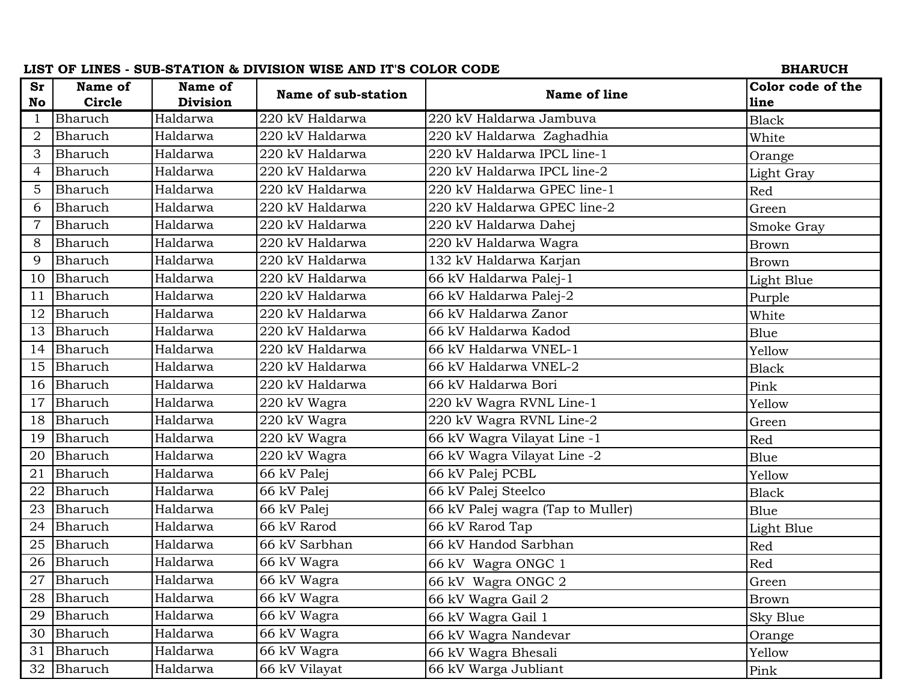**LIST OF LINES - SUB-STATION & DIVISION WISE AND IT'S COLOR CODE** **BHARUCH**

| Sr No | Name of Circle | Name of Division | Name of sub-station | Name of line | Color code of the line |
|---|---|---|---|---|---|
| 1 | Bharuch | Haldarwa | 220 kV Haldarwa | 220 kV Haldarwa Jambuva | Black |
| 2 | Bharuch | Haldarwa | 220 kV Haldarwa | 220 kV Haldarwa Zaghadhia | White |
| 3 | Bharuch | Haldarwa | 220 kV Haldarwa | 220 kV Haldarwa IPCL line-1 | Orange |
| 4 | Bharuch | Haldarwa | 220 kV Haldarwa | 220 kV Haldarwa IPCL line-2 | Light Gray |
| 5 | Bharuch | Haldarwa | 220 kV Haldarwa | 220 kV Haldarwa GPEC line-1 | Red |
| 6 | Bharuch | Haldarwa | 220 kV Haldarwa | 220 kV Haldarwa GPEC line-2 | Green |
| 7 | Bharuch | Haldarwa | 220 kV Haldarwa | 220 kV Haldarwa Dahej | Smoke Gray |
| 8 | Bharuch | Haldarwa | 220 kV Haldarwa | 220 kV Haldarwa Wagra | Brown |
| 9 | Bharuch | Haldarwa | 220 kV Haldarwa | 132 kV Haldarwa Karjan | Brown |
| 10 | Bharuch | Haldarwa | 220 kV Haldarwa | 66 kV Haldarwa Palej-1 | Light Blue |
| 11 | Bharuch | Haldarwa | 220 kV Haldarwa | 66 kV Haldarwa Palej-2 | Purple |
| 12 | Bharuch | Haldarwa | 220 kV Haldarwa | 66 kV Haldarwa Zanor | White |
| 13 | Bharuch | Haldarwa | 220 kV Haldarwa | 66 kV Haldarwa Kadod | Blue |
| 14 | Bharuch | Haldarwa | 220 kV Haldarwa | 66 kV Haldarwa VNEL-1 | Yellow |
| 15 | Bharuch | Haldarwa | 220 kV Haldarwa | 66 kV Haldarwa VNEL-2 | Black |
| 16 | Bharuch | Haldarwa | 220 kV Haldarwa | 66 kV Haldarwa Bori | Pink |
| 17 | Bharuch | Haldarwa | 220 kV Wagra | 220 kV Wagra RVNL Line-1 | Yellow |
| 18 | Bharuch | Haldarwa | 220 kV Wagra | 220 kV Wagra RVNL Line-2 | Green |
| 19 | Bharuch | Haldarwa | 220 kV Wagra | 66 kV Wagra Vilayat Line -1 | Red |
| 20 | Bharuch | Haldarwa | 220 kV Wagra | 66 kV Wagra Vilayat Line -2 | Blue |
| 21 | Bharuch | Haldarwa | 66 kV Palej | 66 kV Palej PCBL | Yellow |
| 22 | Bharuch | Haldarwa | 66 kV Palej | 66 kV Palej Steelco | Black |
| 23 | Bharuch | Haldarwa | 66 kV Palej | 66 kV Palej wagra (Tap to Muller) | Blue |
| 24 | Bharuch | Haldarwa | 66 kV Rarod | 66 kV Rarod Tap | Light Blue |
| 25 | Bharuch | Haldarwa | 66 kV Sarbhan | 66 kV Handod Sarbhan | Red |
| 26 | Bharuch | Haldarwa | 66 kV Wagra | 66 kV Wagra ONGC 1 | Red |
| 27 | Bharuch | Haldarwa | 66 kV Wagra | 66 kV Wagra ONGC 2 | Green |
| 28 | Bharuch | Haldarwa | 66 kV Wagra | 66 kV Wagra Gail 2 | Brown |
| 29 | Bharuch | Haldarwa | 66 kV Wagra | 66 kV Wagra Gail 1 | Sky Blue |
| 30 | Bharuch | Haldarwa | 66 kV Wagra | 66 kV Wagra Nandevar | Orange |
| 31 | Bharuch | Haldarwa | 66 kV Wagra | 66 kV Wagra Bhesali | Yellow |
| 32 | Bharuch | Haldarwa | 66 kV Vilayat | 66 kV Warga Jubliant | Pink |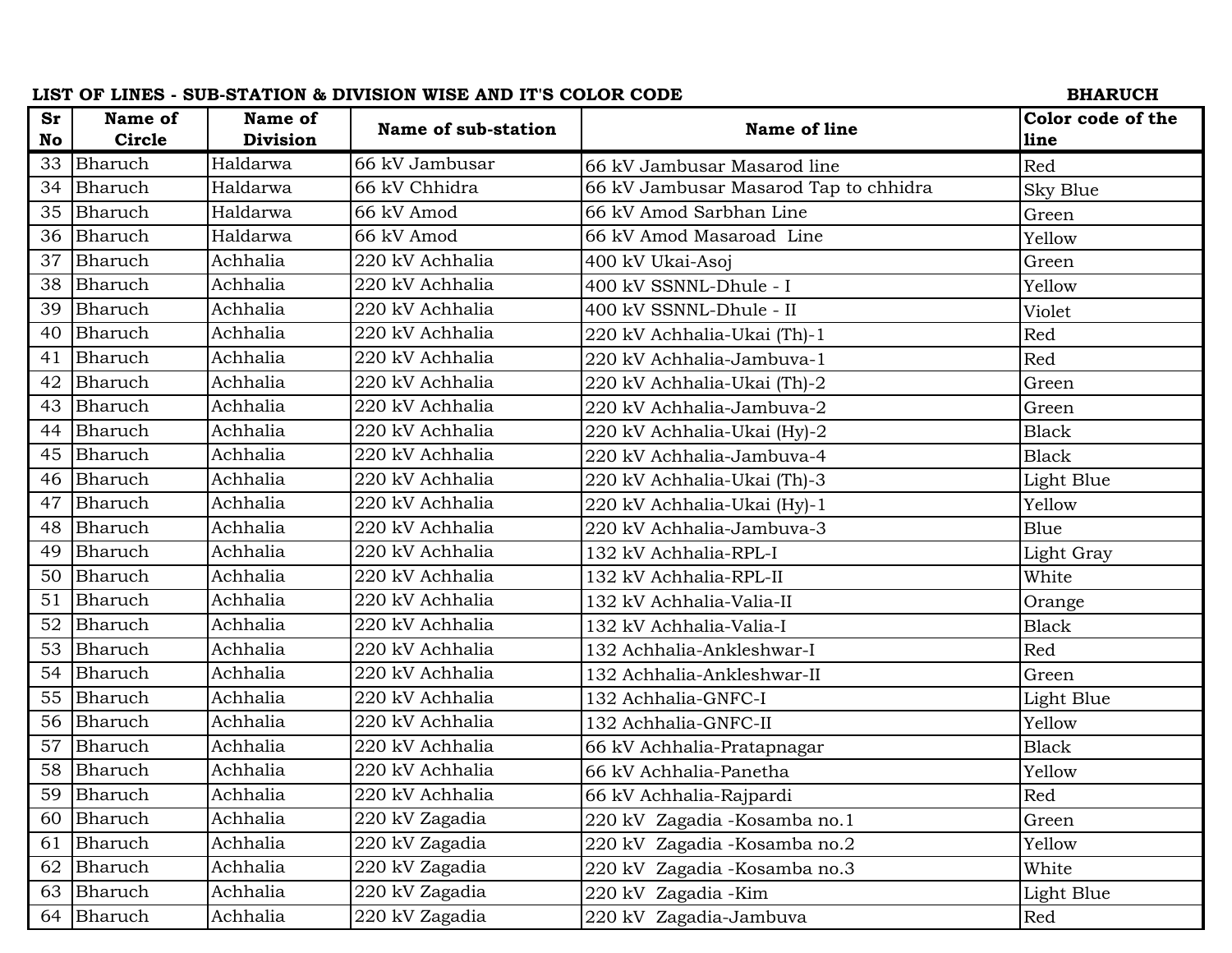**LIST OF LINES - SUB-STATION & DIVISION WISE AND IT'S COLOR CODE** **BHARUCH**

| Sr No | Name of Circle | Name of Division | Name of sub-station | Name of line | Color code of the line |
|---|---|---|---|---|---|
| 33 | Bharuch | Haldarwa | 66 kV Jambusar | 66 kV Jambusar Masarod line | Red |
| 34 | Bharuch | Haldarwa | 66 kV Chhidra | 66 kV Jambusar Masarod Tap to chhidra | Sky Blue |
| 35 | Bharuch | Haldarwa | 66 kV Amod | 66 kV Amod Sarbhan Line | Green |
| 36 | Bharuch | Haldarwa | 66 kV Amod | 66 kV Amod Masaroad Line | Yellow |
| 37 | Bharuch | Achhalia | 220 kV Achhalia | 400 kV Ukai-Asoj | Green |
| 38 | Bharuch | Achhalia | 220 kV Achhalia | 400 kV SSNNL-Dhule - I | Yellow |
| 39 | Bharuch | Achhalia | 220 kV Achhalia | 400 kV SSNNL-Dhule - II | Violet |
| 40 | Bharuch | Achhalia | 220 kV Achhalia | 220 kV Achhalia-Ukai (Th)-1 | Red |
| 41 | Bharuch | Achhalia | 220 kV Achhalia | 220 kV Achhalia-Jambuva-1 | Red |
| 42 | Bharuch | Achhalia | 220 kV Achhalia | 220 kV Achhalia-Ukai (Th)-2 | Green |
| 43 | Bharuch | Achhalia | 220 kV Achhalia | 220 kV Achhalia-Jambuva-2 | Green |
| 44 | Bharuch | Achhalia | 220 kV Achhalia | 220 kV Achhalia-Ukai (Hy)-2 | Black |
| 45 | Bharuch | Achhalia | 220 kV Achhalia | 220 kV Achhalia-Jambuva-4 | Black |
| 46 | Bharuch | Achhalia | 220 kV Achhalia | 220 kV Achhalia-Ukai (Th)-3 | Light Blue |
| 47 | Bharuch | Achhalia | 220 kV Achhalia | 220 kV Achhalia-Ukai (Hy)-1 | Yellow |
| 48 | Bharuch | Achhalia | 220 kV Achhalia | 220 kV Achhalia-Jambuva-3 | Blue |
| 49 | Bharuch | Achhalia | 220 kV Achhalia | 132 kV Achhalia-RPL-I | Light Gray |
| 50 | Bharuch | Achhalia | 220 kV Achhalia | 132 kV Achhalia-RPL-II | White |
| 51 | Bharuch | Achhalia | 220 kV Achhalia | 132 kV Achhalia-Valia-II | Orange |
| 52 | Bharuch | Achhalia | 220 kV Achhalia | 132 kV Achhalia-Valia-I | Black |
| 53 | Bharuch | Achhalia | 220 kV Achhalia | 132 Achhalia-Ankleshwar-I | Red |
| 54 | Bharuch | Achhalia | 220 kV Achhalia | 132 Achhalia-Ankleshwar-II | Green |
| 55 | Bharuch | Achhalia | 220 kV Achhalia | 132 Achhalia-GNFC-I | Light Blue |
| 56 | Bharuch | Achhalia | 220 kV Achhalia | 132 Achhalia-GNFC-II | Yellow |
| 57 | Bharuch | Achhalia | 220 kV Achhalia | 66 kV Achhalia-Pratapnagar | Black |
| 58 | Bharuch | Achhalia | 220 kV Achhalia | 66 kV Achhalia-Panetha | Yellow |
| 59 | Bharuch | Achhalia | 220 kV Achhalia | 66 kV Achhalia-Rajpardi | Red |
| 60 | Bharuch | Achhalia | 220 kV Zagadia | 220 kV Zagadia -Kosamba no.1 | Green |
| 61 | Bharuch | Achhalia | 220 kV Zagadia | 220 kV Zagadia -Kosamba no.2 | Yellow |
| 62 | Bharuch | Achhalia | 220 kV Zagadia | 220 kV Zagadia -Kosamba no.3 | White |
| 63 | Bharuch | Achhalia | 220 kV Zagadia | 220 kV Zagadia -Kim | Light Blue |
| 64 | Bharuch | Achhalia | 220 kV Zagadia | 220 kV Zagadia-Jambuva | Red |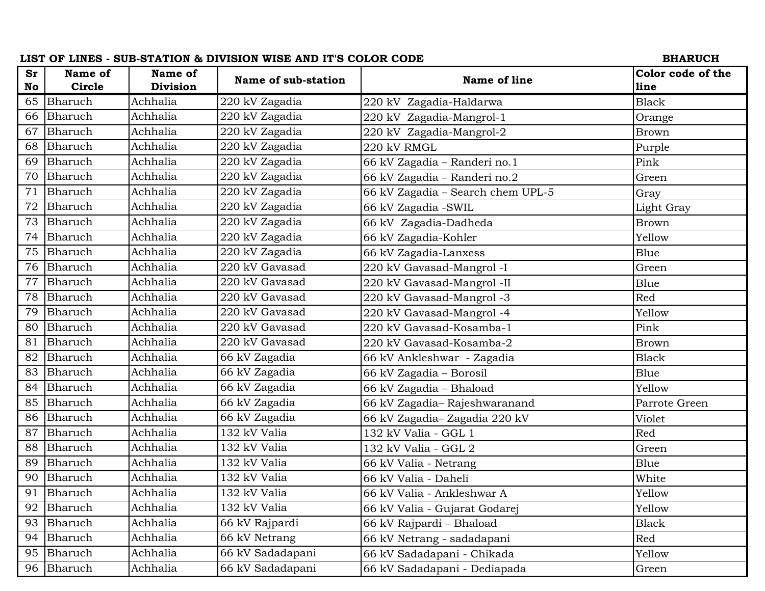**LIST OF LINES - SUB-STATION & DIVISION WISE AND IT'S COLOR CODE** **BHARUCH**

| Sr No | Name of Circle | Name of Division | Name of sub-station | Name of line | Color code of the line |
|---|---|---|---|---|---|
| 65 | Bharuch | Achhalia | 220 kV Zagadia | 220 kV Zagadia-Haldarwa | Black |
| 66 | Bharuch | Achhalia | 220 kV Zagadia | 220 kV Zagadia-Mangrol-1 | Orange |
| 67 | Bharuch | Achhalia | 220 kV Zagadia | 220 kV Zagadia-Mangrol-2 | Brown |
| 68 | Bharuch | Achhalia | 220 kV Zagadia | 220 kV RMGL | Purple |
| 69 | Bharuch | Achhalia | 220 kV Zagadia | 66 kV Zagadia – Randeri no.1 | Pink |
| 70 | Bharuch | Achhalia | 220 kV Zagadia | 66 kV Zagadia – Randeri no.2 | Green |
| 71 | Bharuch | Achhalia | 220 kV Zagadia | 66 kV Zagadia – Search chem UPL-5 | Gray |
| 72 | Bharuch | Achhalia | 220 kV Zagadia | 66 kV Zagadia -SWIL | Light Gray |
| 73 | Bharuch | Achhalia | 220 kV Zagadia | 66 kV Zagadia-Dadheda | Brown |
| 74 | Bharuch | Achhalia | 220 kV Zagadia | 66 kV Zagadia-Kohler | Yellow |
| 75 | Bharuch | Achhalia | 220 kV Zagadia | 66 kV Zagadia-Lanxess | Blue |
| 76 | Bharuch | Achhalia | 220 kV Gavasad | 220 kV Gavasad-Mangrol -I | Green |
| 77 | Bharuch | Achhalia | 220 kV Gavasad | 220 kV Gavasad-Mangrol -II | Blue |
| 78 | Bharuch | Achhalia | 220 kV Gavasad | 220 kV Gavasad-Mangrol -3 | Red |
| 79 | Bharuch | Achhalia | 220 kV Gavasad | 220 kV Gavasad-Mangrol -4 | Yellow |
| 80 | Bharuch | Achhalia | 220 kV Gavasad | 220 kV Gavasad-Kosamba-1 | Pink |
| 81 | Bharuch | Achhalia | 220 kV Gavasad | 220 kV Gavasad-Kosamba-2 | Brown |
| 82 | Bharuch | Achhalia | 66 kV Zagadia | 66 kV Ankleshwar - Zagadia | Black |
| 83 | Bharuch | Achhalia | 66 kV Zagadia | 66 kV Zagadia – Borosil | Blue |
| 84 | Bharuch | Achhalia | 66 kV Zagadia | 66 kV Zagadia – Bhaload | Yellow |
| 85 | Bharuch | Achhalia | 66 kV Zagadia | 66 kV Zagadia– Rajeshwaranand | Parrote Green |
| 86 | Bharuch | Achhalia | 66 kV Zagadia | 66 kV Zagadia– Zagadia 220 kV | Violet |
| 87 | Bharuch | Achhalia | 132 kV Valia | 132 kV Valia - GGL 1 | Red |
| 88 | Bharuch | Achhalia | 132 kV Valia | 132 kV Valia - GGL 2 | Green |
| 89 | Bharuch | Achhalia | 132 kV Valia | 66 kV Valia - Netrang | Blue |
| 90 | Bharuch | Achhalia | 132 kV Valia | 66 kV Valia - Daheli | White |
| 91 | Bharuch | Achhalia | 132 kV Valia | 66 kV Valia - Ankleshwar A | Yellow |
| 92 | Bharuch | Achhalia | 132 kV Valia | 66 kV Valia - Gujarat Godarej | Yellow |
| 93 | Bharuch | Achhalia | 66 kV Rajpardi | 66 kV Rajpardi – Bhaload | Black |
| 94 | Bharuch | Achhalia | 66 kV Netrang | 66 kV Netrang - sadadapani | Red |
| 95 | Bharuch | Achhalia | 66 kV Sadadapani | 66 kV Sadadapani - Chikada | Yellow |
| 96 | Bharuch | Achhalia | 66 kV Sadadapani | 66 kV Sadadapani - Dediapada | Green |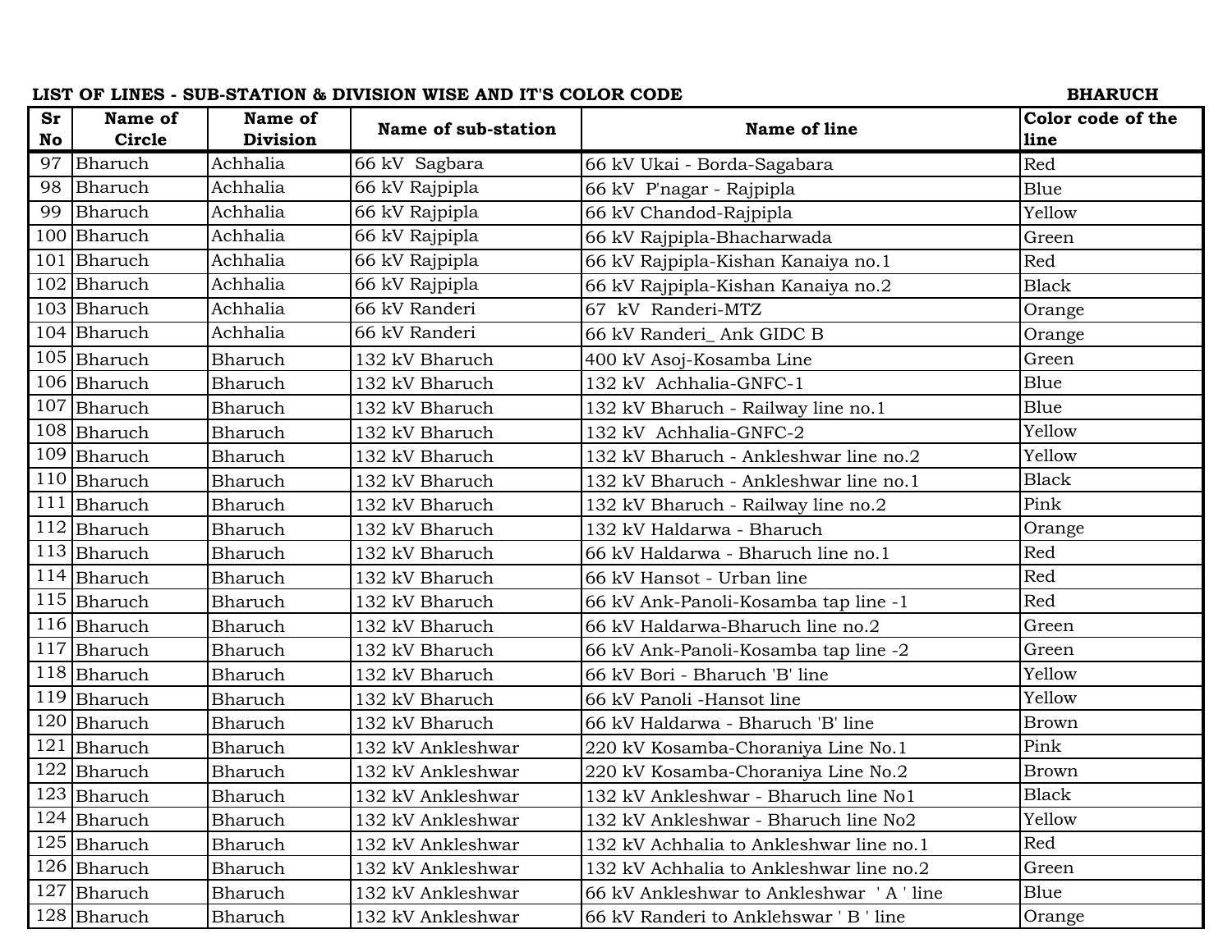**LIST OF LINES - SUB-STATION & DIVISION WISE AND IT'S COLOR CODE** **BHARUCH**

| Sr No | Name of Circle | Name of Division | Name of sub-station | Name of line | Color code of the line |
|---|---|---|---|---|---|
| 97 | Bharuch | Achhalia | 66 kV Sagbara | 66 kV Ukai - Borda-Sagabara | Red |
| 98 | Bharuch | Achhalia | 66 kV Rajpipla | 66 kV P'nagar - Rajpipla | Blue |
| 99 | Bharuch | Achhalia | 66 kV Rajpipla | 66 kV Chandod-Rajpipla | Yellow |
| 100 | Bharuch | Achhalia | 66 kV Rajpipla | 66 kV Rajpipla-Bhacharwada | Green |
| 101 | Bharuch | Achhalia | 66 kV Rajpipla | 66 kV Rajpipla-Kishan Kanaiya no.1 | Red |
| 102 | Bharuch | Achhalia | 66 kV Rajpipla | 66 kV Rajpipla-Kishan Kanaiya no.2 | Black |
| 103 | Bharuch | Achhalia | 66 kV Randeri | 67 kV Randeri-MTZ | Orange |
| 104 | Bharuch | Achhalia | 66 kV Randeri | 66 kV Randeri_ Ank GIDC B | Orange |
| 105 | Bharuch | Bharuch | 132 kV Bharuch | 400 kV Asoj-Kosamba Line | Green |
| 106 | Bharuch | Bharuch | 132 kV Bharuch | 132 kV Achhalia-GNFC-1 | Blue |
| 107 | Bharuch | Bharuch | 132 kV Bharuch | 132 kV Bharuch - Railway line no.1 | Blue |
| 108 | Bharuch | Bharuch | 132 kV Bharuch | 132 kV Achhalia-GNFC-2 | Yellow |
| 109 | Bharuch | Bharuch | 132 kV Bharuch | 132 kV Bharuch - Ankleshwar line no.2 | Yellow |
| 110 | Bharuch | Bharuch | 132 kV Bharuch | 132 kV Bharuch - Ankleshwar line no.1 | Black |
| 111 | Bharuch | Bharuch | 132 kV Bharuch | 132 kV Bharuch - Railway line no.2 | Pink |
| 112 | Bharuch | Bharuch | 132 kV Bharuch | 132 kV Haldarwa - Bharuch | Orange |
| 113 | Bharuch | Bharuch | 132 kV Bharuch | 66 kV Haldarwa - Bharuch line no.1 | Red |
| 114 | Bharuch | Bharuch | 132 kV Bharuch | 66 kV Hansot - Urban line | Red |
| 115 | Bharuch | Bharuch | 132 kV Bharuch | 66 kV Ank-Panoli-Kosamba tap line -1 | Red |
| 116 | Bharuch | Bharuch | 132 kV Bharuch | 66 kV Haldarwa-Bharuch line no.2 | Green |
| 117 | Bharuch | Bharuch | 132 kV Bharuch | 66 kV Ank-Panoli-Kosamba tap line -2 | Green |
| 118 | Bharuch | Bharuch | 132 kV Bharuch | 66 kV Bori - Bharuch 'B' line | Yellow |
| 119 | Bharuch | Bharuch | 132 kV Bharuch | 66 kV Panoli -Hansot line | Yellow |
| 120 | Bharuch | Bharuch | 132 kV Bharuch | 66 kV Haldarwa - Bharuch 'B' line | Brown |
| 121 | Bharuch | Bharuch | 132 kV Ankleshwar | 220 kV Kosamba-Choraniya Line No.1 | Pink |
| 122 | Bharuch | Bharuch | 132 kV Ankleshwar | 220 kV Kosamba-Choraniya Line No.2 | Brown |
| 123 | Bharuch | Bharuch | 132 kV Ankleshwar | 132 kV Ankleshwar - Bharuch line No1 | Black |
| 124 | Bharuch | Bharuch | 132 kV Ankleshwar | 132 kV Ankleshwar - Bharuch line No2 | Yellow |
| 125 | Bharuch | Bharuch | 132 kV Ankleshwar | 132 kV Achhalia to Ankleshwar line no.1 | Red |
| 126 | Bharuch | Bharuch | 132 kV Ankleshwar | 132 kV Achhalia to Ankleshwar line no.2 | Green |
| 127 | Bharuch | Bharuch | 132 kV Ankleshwar | 66 kV Ankleshwar to Ankleshwar ' A ' line | Blue |
| 128 | Bharuch | Bharuch | 132 kV Ankleshwar | 66 kV Randeri to Anklehswar ' B ' line | Orange |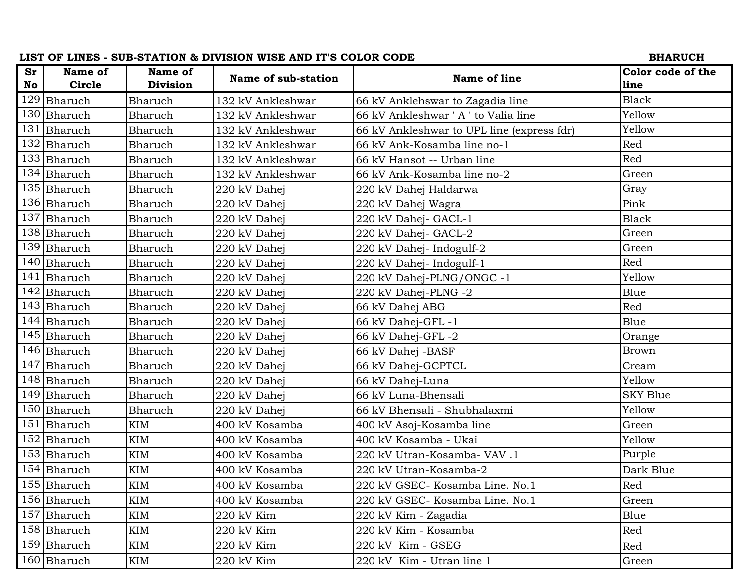**LIST OF LINES - SUB-STATION & DIVISION WISE AND IT'S COLOR CODE** **BHARUCH**

| Sr No | Name of Circle | Name of Division | Name of sub-station | Name of line | Color code of the line |
|---|---|---|---|---|---|
| 129 | Bharuch | Bharuch | 132 kV Ankleshwar | 66 kV Anklehswar to Zagadia line | Black |
| 130 | Bharuch | Bharuch | 132 kV Ankleshwar | 66 kV Ankleshwar ' A ' to Valia line | Yellow |
| 131 | Bharuch | Bharuch | 132 kV Ankleshwar | 66 kV Ankleshwar to UPL line (express fdr) | Yellow |
| 132 | Bharuch | Bharuch | 132 kV Ankleshwar | 66 kV Ank-Kosamba line no-1 | Red |
| 133 | Bharuch | Bharuch | 132 kV Ankleshwar | 66 kV Hansot -- Urban line | Red |
| 134 | Bharuch | Bharuch | 132 kV Ankleshwar | 66 kV Ank-Kosamba line no-2 | Green |
| 135 | Bharuch | Bharuch | 220 kV Dahej | 220 kV Dahej Haldarwa | Gray |
| 136 | Bharuch | Bharuch | 220 kV Dahej | 220 kV Dahej Wagra | Pink |
| 137 | Bharuch | Bharuch | 220 kV Dahej | 220 kV Dahej- GACL-1 | Black |
| 138 | Bharuch | Bharuch | 220 kV Dahej | 220 kV Dahej- GACL-2 | Green |
| 139 | Bharuch | Bharuch | 220 kV Dahej | 220 kV Dahej- Indogulf-2 | Green |
| 140 | Bharuch | Bharuch | 220 kV Dahej | 220 kV Dahej- Indogulf-1 | Red |
| 141 | Bharuch | Bharuch | 220 kV Dahej | 220 kV Dahej-PLNG/ONGC -1 | Yellow |
| 142 | Bharuch | Bharuch | 220 kV Dahej | 220 kV Dahej-PLNG -2 | Blue |
| 143 | Bharuch | Bharuch | 220 kV Dahej | 66 kV Dahej ABG | Red |
| 144 | Bharuch | Bharuch | 220 kV Dahej | 66 kV Dahej-GFL -1 | Blue |
| 145 | Bharuch | Bharuch | 220 kV Dahej | 66 kV Dahej-GFL -2 | Orange |
| 146 | Bharuch | Bharuch | 220 kV Dahej | 66 kV Dahej -BASF | Brown |
| 147 | Bharuch | Bharuch | 220 kV Dahej | 66 kV Dahej-GCPTCL | Cream |
| 148 | Bharuch | Bharuch | 220 kV Dahej | 66 kV Dahej-Luna | Yellow |
| 149 | Bharuch | Bharuch | 220 kV Dahej | 66 kV Luna-Bhensali | SKY Blue |
| 150 | Bharuch | Bharuch | 220 kV Dahej | 66 kV Bhensali - Shubhalaxmi | Yellow |
| 151 | Bharuch | KIM | 400 kV Kosamba | 400 kV Asoj-Kosamba line | Green |
| 152 | Bharuch | KIM | 400 kV Kosamba | 400 kV Kosamba - Ukai | Yellow |
| 153 | Bharuch | KIM | 400 kV Kosamba | 220 kV Utran-Kosamba- VAV .1 | Purple |
| 154 | Bharuch | KIM | 400 kV Kosamba | 220 kV Utran-Kosamba-2 | Dark Blue |
| 155 | Bharuch | KIM | 400 kV Kosamba | 220 kV GSEC- Kosamba Line. No.1 | Red |
| 156 | Bharuch | KIM | 400 kV Kosamba | 220 kV GSEC- Kosamba Line. No.1 | Green |
| 157 | Bharuch | KIM | 220 kV Kim | 220 kV Kim - Zagadia | Blue |
| 158 | Bharuch | KIM | 220 kV Kim | 220 kV Kim - Kosamba | Red |
| 159 | Bharuch | KIM | 220 kV Kim | 220 kV Kim - GSEG | Red |
| 160 | Bharuch | KIM | 220 kV Kim | 220 kV Kim - Utran line 1 | Green |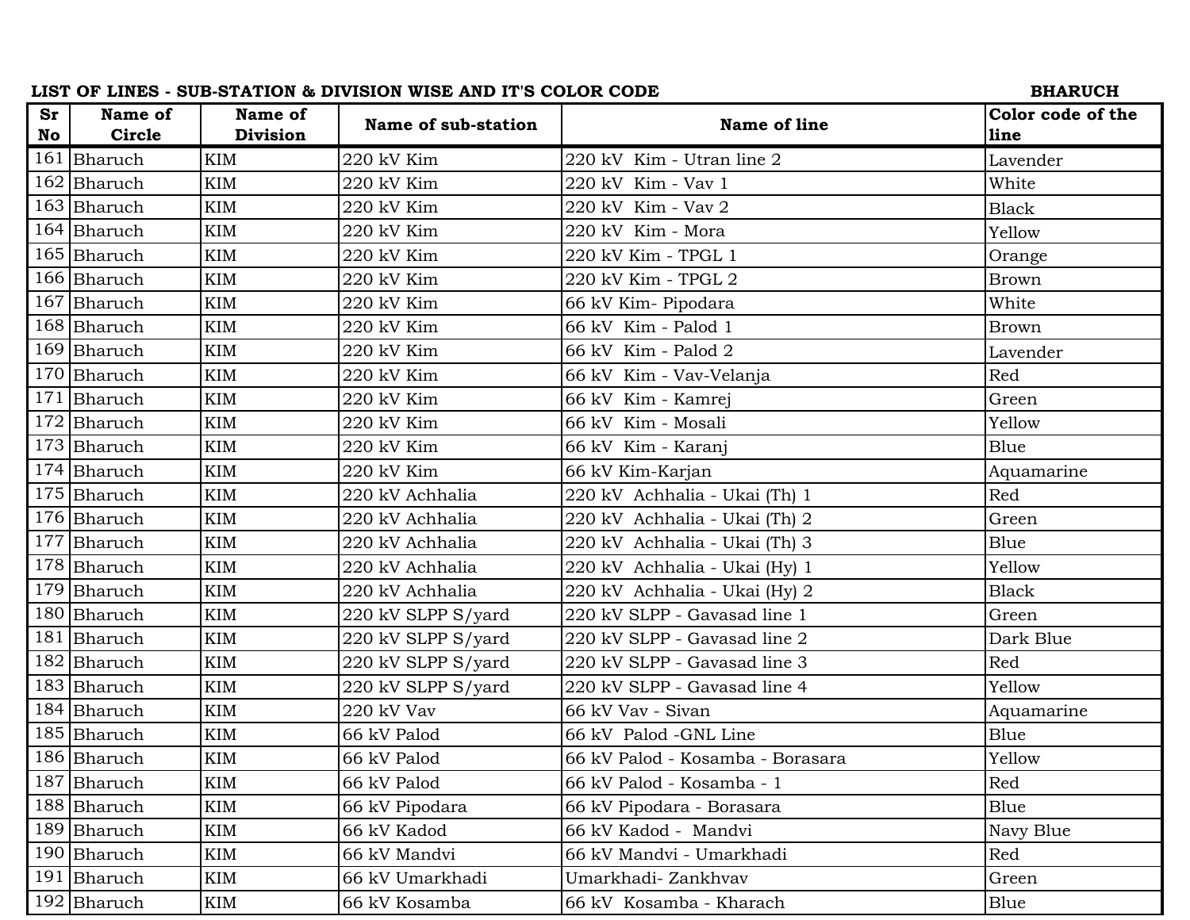**LIST OF LINES - SUB-STATION & DIVISION WISE AND IT'S COLOR CODE** **BHARUCH**

| Sr No | Name of Circle | Name of Division | Name of sub-station | Name of line | Color code of the line |
|---|---|---|---|---|---|
| 161 | Bharuch | KIM | 220 kV Kim | 220 kV Kim - Utran line 2 | Lavender |
| 162 | Bharuch | KIM | 220 kV Kim | 220 kV Kim - Vav 1 | White |
| 163 | Bharuch | KIM | 220 kV Kim | 220 kV Kim - Vav 2 | Black |
| 164 | Bharuch | KIM | 220 kV Kim | 220 kV Kim - Mora | Yellow |
| 165 | Bharuch | KIM | 220 kV Kim | 220 kV Kim - TPGL 1 | Orange |
| 166 | Bharuch | KIM | 220 kV Kim | 220 kV Kim - TPGL 2 | Brown |
| 167 | Bharuch | KIM | 220 kV Kim | 66 kV Kim- Pipodara | White |
| 168 | Bharuch | KIM | 220 kV Kim | 66 kV Kim - Palod 1 | Brown |
| 169 | Bharuch | KIM | 220 kV Kim | 66 kV Kim - Palod 2 | Lavender |
| 170 | Bharuch | KIM | 220 kV Kim | 66 kV Kim - Vav-Velanja | Red |
| 171 | Bharuch | KIM | 220 kV Kim | 66 kV Kim - Kamrej | Green |
| 172 | Bharuch | KIM | 220 kV Kim | 66 kV Kim - Mosali | Yellow |
| 173 | Bharuch | KIM | 220 kV Kim | 66 kV Kim - Karanj | Blue |
| 174 | Bharuch | KIM | 220 kV Kim | 66 kV Kim-Karjan | Aquamarine |
| 175 | Bharuch | KIM | 220 kV Achhalia | 220 kV Achhalia - Ukai (Th) 1 | Red |
| 176 | Bharuch | KIM | 220 kV Achhalia | 220 kV Achhalia - Ukai (Th) 2 | Green |
| 177 | Bharuch | KIM | 220 kV Achhalia | 220 kV Achhalia - Ukai (Th) 3 | Blue |
| 178 | Bharuch | KIM | 220 kV Achhalia | 220 kV Achhalia - Ukai (Hy) 1 | Yellow |
| 179 | Bharuch | KIM | 220 kV Achhalia | 220 kV Achhalia - Ukai (Hy) 2 | Black |
| 180 | Bharuch | KIM | 220 kV SLPP S/yard | 220 kV SLPP - Gavasad line 1 | Green |
| 181 | Bharuch | KIM | 220 kV SLPP S/yard | 220 kV SLPP - Gavasad line 2 | Dark Blue |
| 182 | Bharuch | KIM | 220 kV SLPP S/yard | 220 kV SLPP - Gavasad line 3 | Red |
| 183 | Bharuch | KIM | 220 kV SLPP S/yard | 220 kV SLPP - Gavasad line 4 | Yellow |
| 184 | Bharuch | KIM | 220 kV Vav | 66 kV Vav - Sivan | Aquamarine |
| 185 | Bharuch | KIM | 66 kV Palod | 66 kV Palod -GNL Line | Blue |
| 186 | Bharuch | KIM | 66 kV Palod | 66 kV Palod - Kosamba - Borasara | Yellow |
| 187 | Bharuch | KIM | 66 kV Palod | 66 kV Palod - Kosamba - 1 | Red |
| 188 | Bharuch | KIM | 66 kV Pipodara | 66 kV Pipodara - Borasara | Blue |
| 189 | Bharuch | KIM | 66 kV Kadod | 66 kV Kadod - Mandvi | Navy Blue |
| 190 | Bharuch | KIM | 66 kV Mandvi | 66 kV Mandvi - Umarkhadi | Red |
| 191 | Bharuch | KIM | 66 kV Umarkhadi | Umarkhadi- Zankhvav | Green |
| 192 | Bharuch | KIM | 66 kV Kosamba | 66 kV Kosamba - Kharach | Blue |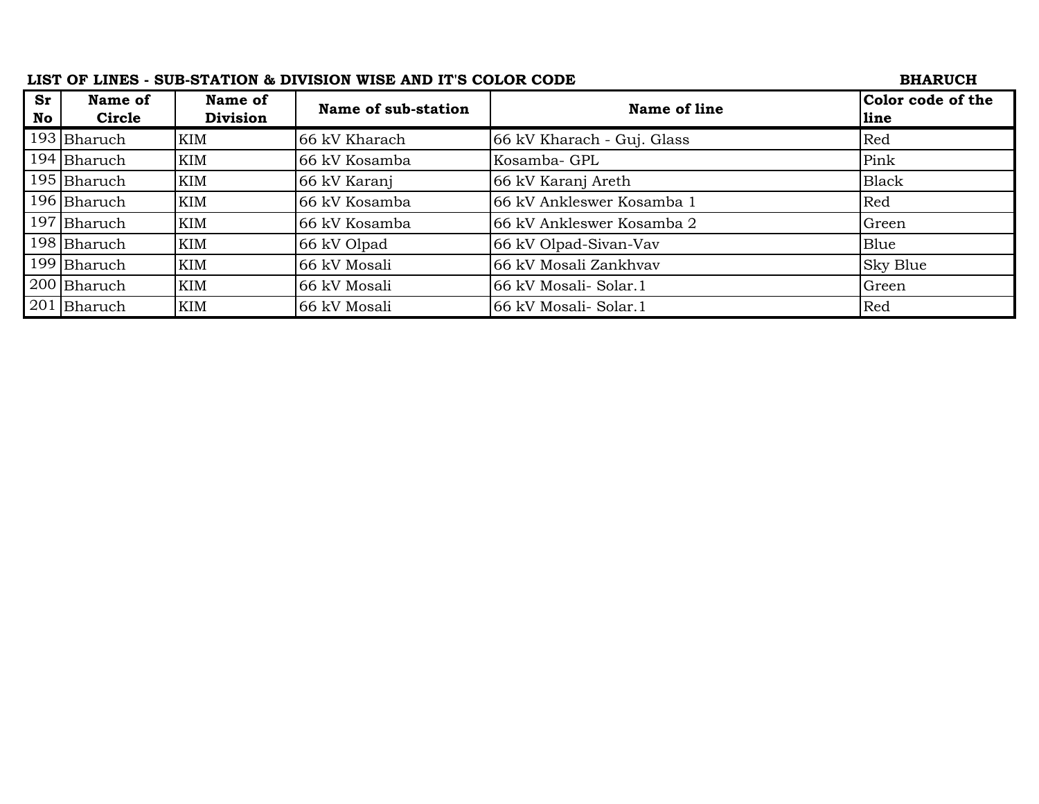**LIST OF LINES - SUB-STATION & DIVISION WISE AND IT'S COLOR CODE** **BHARUCH**

| Sr No | Name of Circle | Name of Division | Name of sub-station | Name of line | Color code of the line |
|---|---|---|---|---|---|
| 193 | Bharuch | KIM | 66 kV Kharach | 66 kV Kharach - Guj. Glass | Red |
| 194 | Bharuch | KIM | 66 kV Kosamba | Kosamba- GPL | Pink |
| 195 | Bharuch | KIM | 66 kV Karanj | 66 kV Karanj Areth | Black |
| 196 | Bharuch | KIM | 66 kV Kosamba | 66 kV Ankleswer Kosamba 1 | Red |
| 197 | Bharuch | KIM | 66 kV Kosamba | 66 kV Ankleswer Kosamba 2 | Green |
| 198 | Bharuch | KIM | 66 kV Olpad | 66 kV Olpad-Sivan-Vav | Blue |
| 199 | Bharuch | KIM | 66 kV Mosali | 66 kV Mosali Zankhvav | Sky Blue |
| 200 | Bharuch | KIM | 66 kV Mosali | 66 kV Mosali- Solar.1 | Green |
| 201 | Bharuch | KIM | 66 kV Mosali | 66 kV Mosali- Solar.1 | Red |